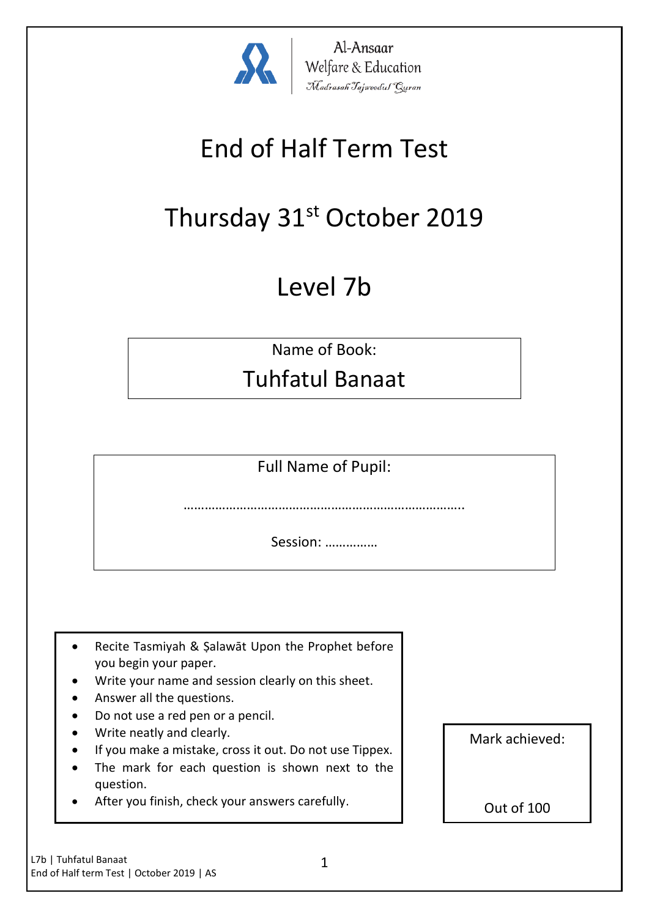Al-Ansaar
Welfare & Education
Madrasah Tajweedul Quran

# End of Half Term Test

## Thursday 31st October 2019

## Level 7b

Name of Book:

**Tuhfatul Banaat**

Full Name of Pupil:

…………………………………………………………………….

Session: ……………

- Recite Tasmiyah & Ṣalawāt Upon the Prophet before you begin your paper.
- Write your name and session clearly on this sheet.
- Answer all the questions.
- Do not use a red pen or a pencil.
- Write neatly and clearly.
- If you make a mistake, cross it out. Do not use Tippex.
- The mark for each question is shown next to the question.
- After you finish, check your answers carefully.

Mark achieved:

Out of 100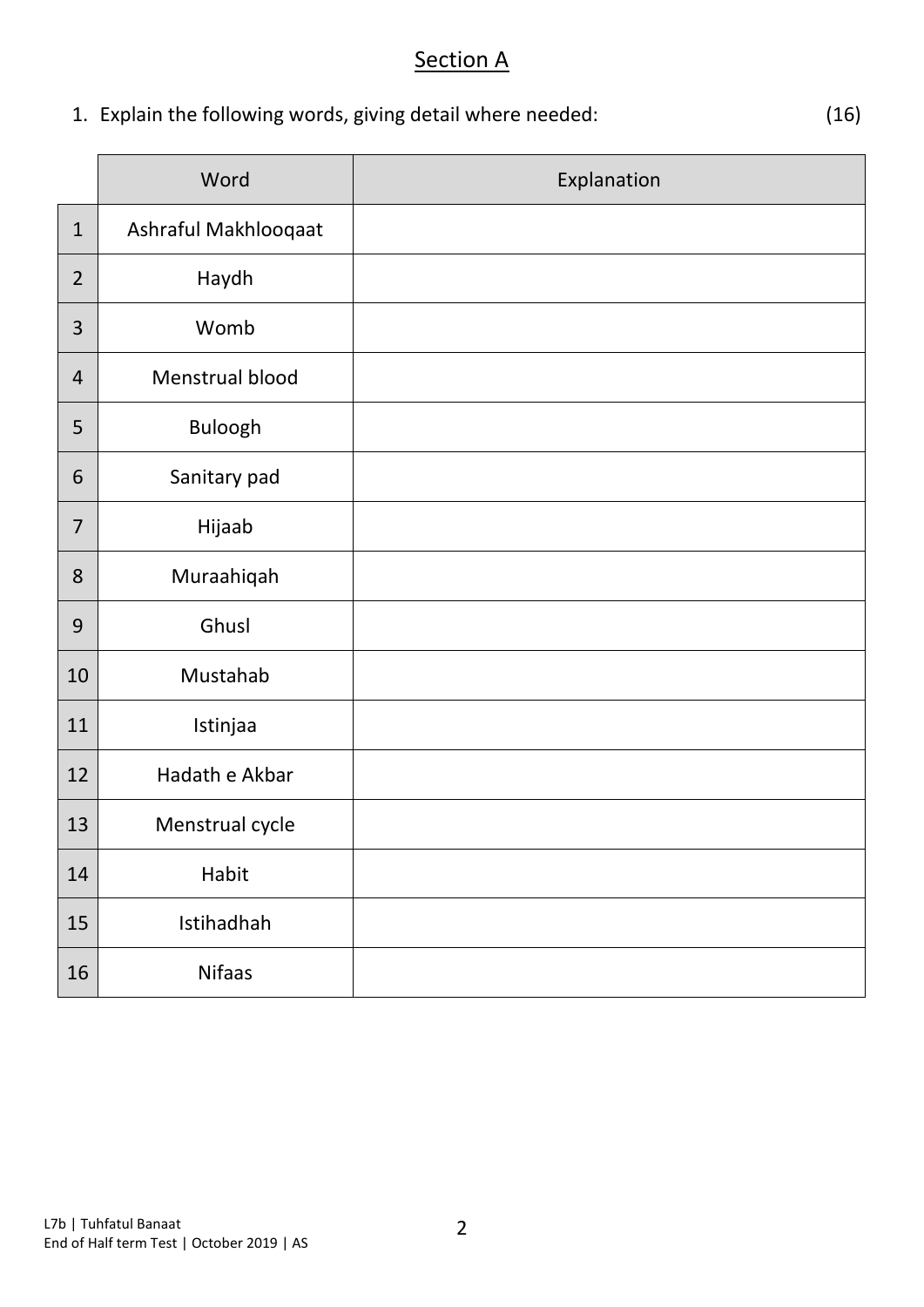## Section A

1. Explain the following words, giving detail where needed: (16)

| | Word | Explanation |
|---|---|---|
| 1 | Ashraful Makhlooqaat | |
| 2 | Haydh | |
| 3 | Womb | |
| 4 | Menstrual blood | |
| 5 | Buloogh | |
| 6 | Sanitary pad | |
| 7 | Hijaab | |
| 8 | Muraahiqah | |
| 9 | Ghusl | |
| 10 | Mustahab | |
| 11 | Istinjaa | |
| 12 | Hadath e Akbar | |
| 13 | Menstrual cycle | |
| 14 | Habit | |
| 15 | Istihadhah | |
| 16 | Nifaas | |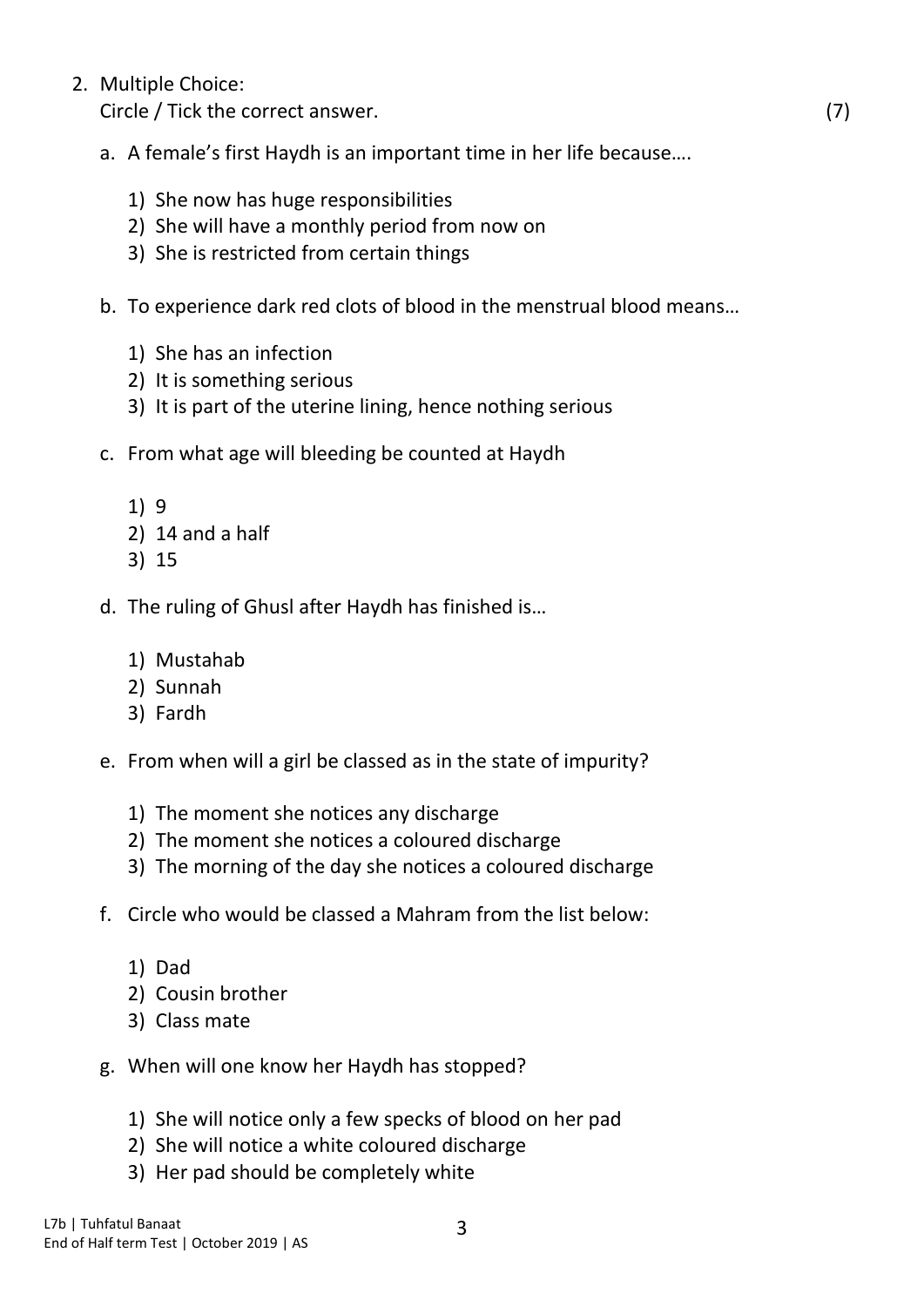2. Multiple Choice:
   Circle / Tick the correct answer. (7)

   a. A female's first Haydh is an important time in her life because….

      1) She now has huge responsibilities
      2) She will have a monthly period from now on
      3) She is restricted from certain things

   b. To experience dark red clots of blood in the menstrual blood means…

      1) She has an infection
      2) It is something serious
      3) It is part of the uterine lining, hence nothing serious

   c. From what age will bleeding be counted at Haydh

      1) 9
      2) 14 and a half
      3) 15

   d. The ruling of Ghusl after Haydh has finished is…

      1) Mustahab
      2) Sunnah
      3) Fardh

   e. From when will a girl be classed as in the state of impurity?

      1) The moment she notices any discharge
      2) The moment she notices a coloured discharge
      3) The morning of the day she notices a coloured discharge

   f. Circle who would be classed a Mahram from the list below:

      1) Dad
      2) Cousin brother
      3) Class mate

   g. When will one know her Haydh has stopped?

      1) She will notice only a few specks of blood on her pad
      2) She will notice a white coloured discharge
      3) Her pad should be completely white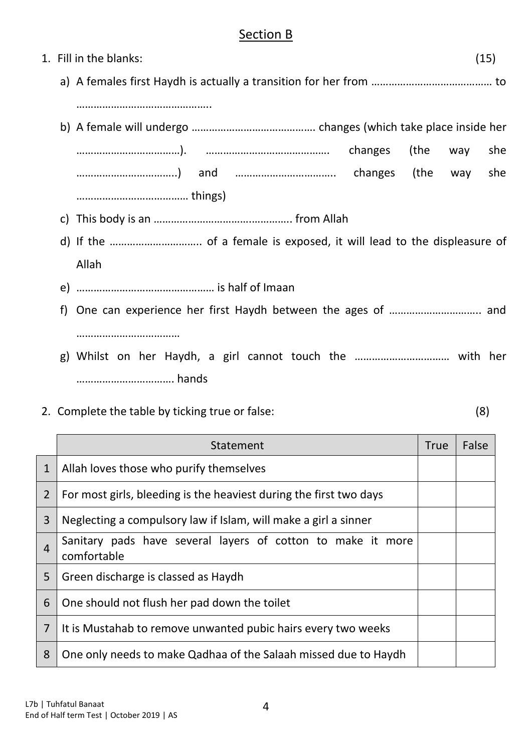## Section B

1. Fill in the blanks: (15)

   a) A females first Haydh is actually a transition for her from …………………………………… to ………………………………………..

   b) A female will undergo ……………………………………. changes (which take place inside her ………………………………). ……………………………………. changes (the way she ……………………………..) and …………………………….. changes (the way she ………………………………… things)

   c) This body is an ……………………………….……….. from Allah

   d) If the ………………………….. of a female is exposed, it will lead to the displeasure of Allah

   e) ………………………………………… is half of Imaan

   f) One can experience her first Haydh between the ages of ………………………….. and ………………………………

   g) Whilst on her Haydh, a girl cannot touch the …………………………… with her …………………………… hands

2. Complete the table by ticking true or false: (8)

| | Statement | True | False |
|---|---|---|---|
| 1 | Allah loves those who purify themselves | | |
| 2 | For most girls, bleeding is the heaviest during the first two days | | |
| 3 | Neglecting a compulsory law if Islam, will make a girl a sinner | | |
| 4 | Sanitary pads have several layers of cotton to make it more comfortable | | |
| 5 | Green discharge is classed as Haydh | | |
| 6 | One should not flush her pad down the toilet | | |
| 7 | It is Mustahab to remove unwanted pubic hairs every two weeks | | |
| 8 | One only needs to make Qadhaa of the Salaah missed due to Haydh | | |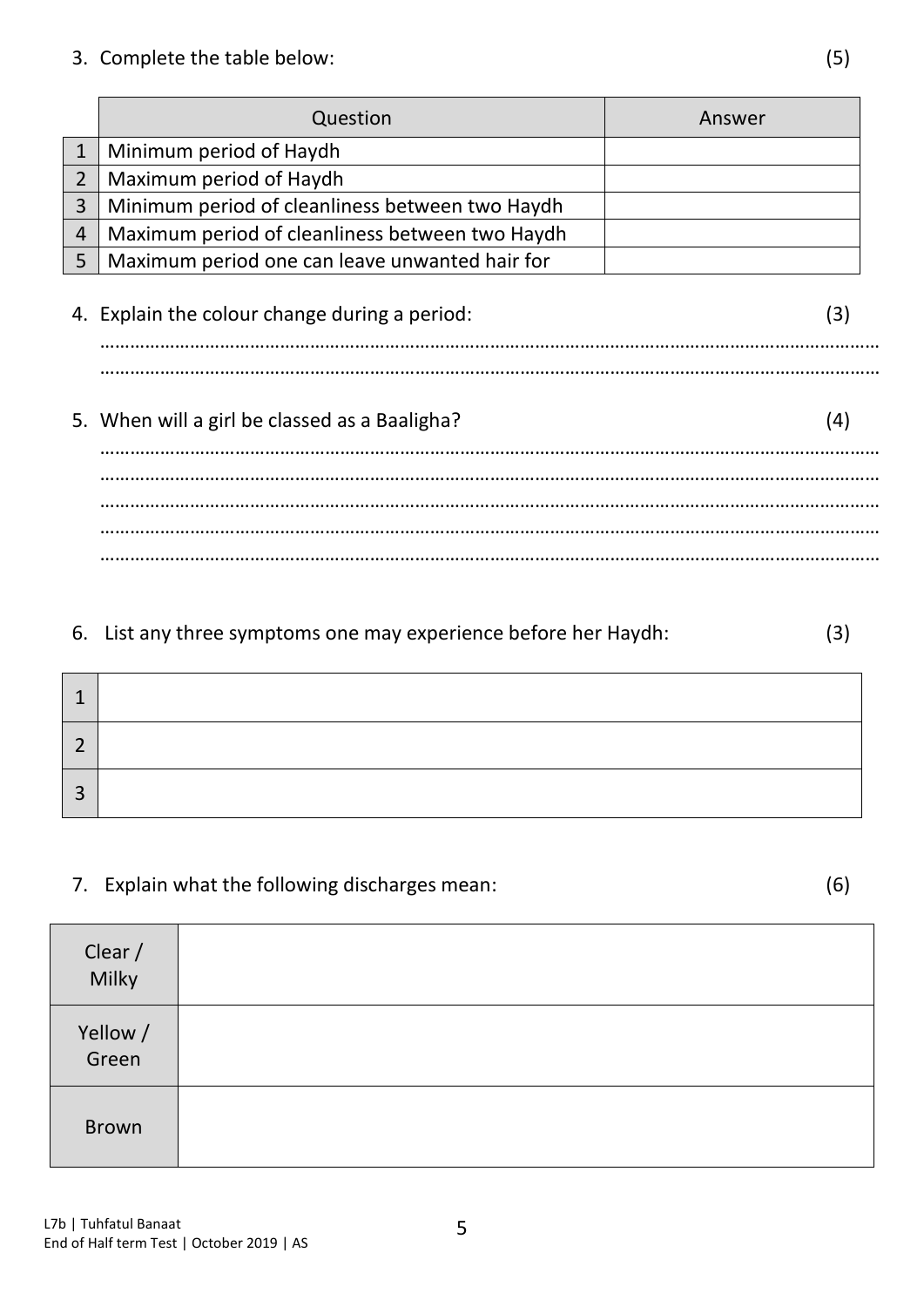3. Complete the table below: (5)

| | Question | Answer |
|---|---|---|
| 1 | Minimum period of Haydh | |
| 2 | Maximum period of Haydh | |
| 3 | Minimum period of cleanliness between two Haydh | |
| 4 | Maximum period of cleanliness between two Haydh | |
| 5 | Maximum period one can leave unwanted hair for | |

4. Explain the colour change during a period: (3)

……………………………………………………………………………………………………………………………………

……………………………………………………………………………………………………………………………………

5. When will a girl be classed as a Baaligha? (4)

……………………………………………………………………………………………………………………………………

……………………………………………………………………………………………………………………………………

……………………………………………………………………………………………………………………………………

……………………………………………………………………………………………………………………………………

……………………………………………………………………………………………………………………………………

6. List any three symptoms one may experience before her Haydh: (3)

| | |
|---|---|
| 1 | |
| 2 | |
| 3 | |

7. Explain what the following discharges mean: (6)

| | |
|---|---|
| Clear / Milky | |
| Yellow / Green | |
| Brown | |

L7b | Tuhfatul Banaat
End of Half term Test | October 2019 | AS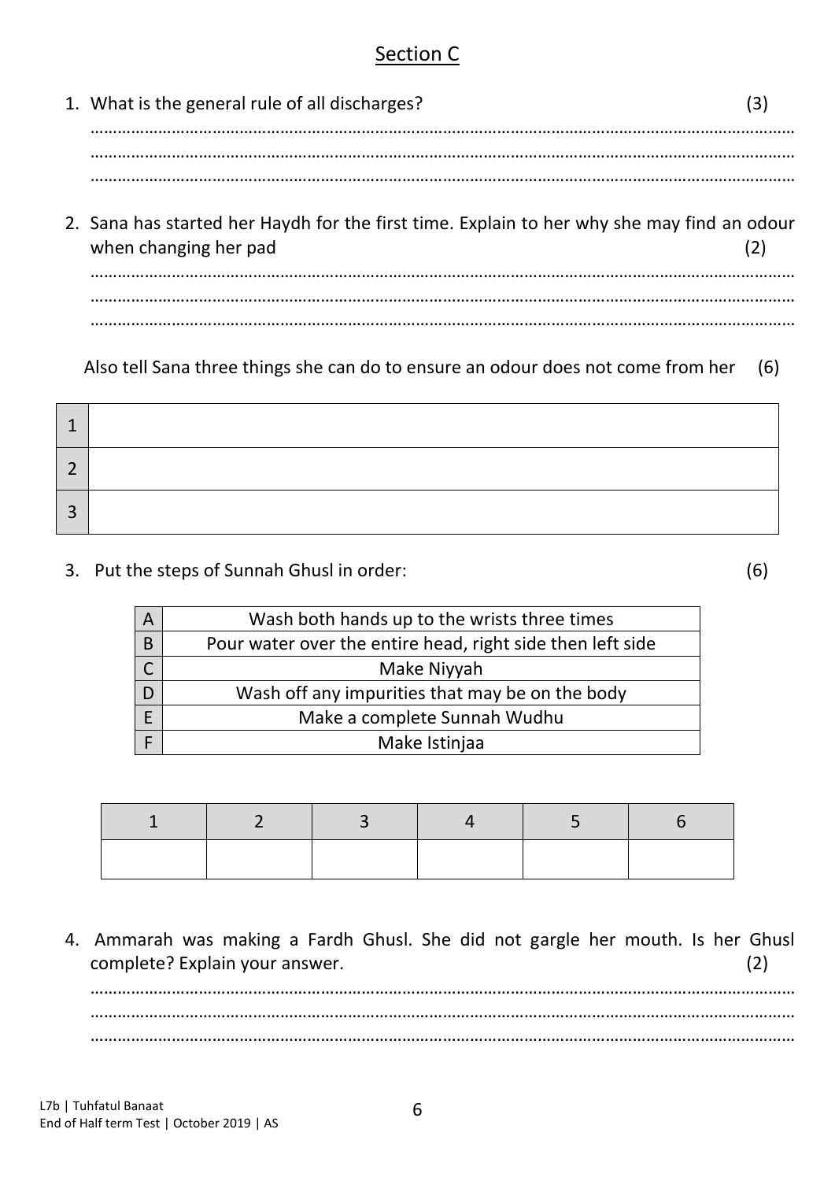## Section C

1. What is the general rule of all discharges? (3)

………………………………………………………………………………………………………………………………………
………………………………………………………………………………………………………………………………………
………………………………………………………………………………………………………………………………………

2. Sana has started her Haydh for the first time. Explain to her why she may find an odour when changing her pad (2)

………………………………………………………………………………………………………………………………………
………………………………………………………………………………………………………………………………………
………………………………………………………………………………………………………………………………………

Also tell Sana three things she can do to ensure an odour does not come from her (6)

| | |
|---|---|
| 1 | |
| 2 | |
| 3 | |

3. Put the steps of Sunnah Ghusl in order: (6)

| | |
|---|---|
| A | Wash both hands up to the wrists three times |
| B | Pour water over the entire head, right side then left side |
| C | Make Niyyah |
| D | Wash off any impurities that may be on the body |
| E | Make a complete Sunnah Wudhu |
| F | Make Istinjaa |

| 1 | 2 | 3 | 4 | 5 | 6 |
|---|---|---|---|---|---|
| | | | | | |

4. Ammarah was making a Fardh Ghusl. She did not gargle her mouth. Is her Ghusl complete? Explain your answer. (2)

………………………………………………………………………………………………………………………………………
………………………………………………………………………………………………………………………………………
………………………………………………………………………………………………………………………………………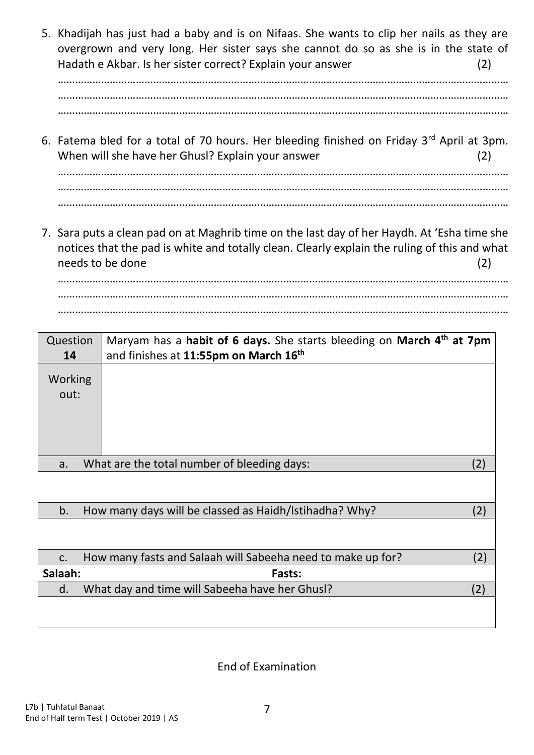5. Khadijah has just had a baby and is on Nifaas. She wants to clip her nails as they are overgrown and very long. Her sister says she cannot do so as she is in the state of Hadath e Akbar. Is her sister correct? Explain your answer (2)

………………………………………………………………………………………………………………………………………
………………………………………………………………………………………………………………………………………
………………………………………………………………………………………………………………………………………

6. Fatema bled for a total of 70 hours. Her bleeding finished on Friday 3rd April at 3pm. When will she have her Ghusl? Explain your answer (2)

………………………………………………………………………………………………………………………………………
………………………………………………………………………………………………………………………………………
………………………………………………………………………………………………………………………………………

7. Sara puts a clean pad on at Maghrib time on the last day of her Haydh. At 'Esha time she notices that the pad is white and totally clean. Clearly explain the ruling of this and what needs to be done (2)

………………………………………………………………………………………………………………………………………
………………………………………………………………………………………………………………………………………
………………………………………………………………………………………………………………………………………

| | | |
|---|---|---|
| Question 14 | Maryam has a **habit of 6 days.** She starts bleeding on **March 4th at 7pm** and finishes at **11:55pm on March 16th** | |
| Working out: | | |
| a. What are the total number of bleeding days: (2) | | |
| | | |
| b. How many days will be classed as Haidh/Istihadha? Why? (2) | | |
| | | |
| c. How many fasts and Salaah will Sabeeha need to make up for? (2) | | |
| **Salaah:** | **Fasts:** | |
| d. What day and time will Sabeeha have her Ghusl? (2) | | |
| | | |

End of Examination